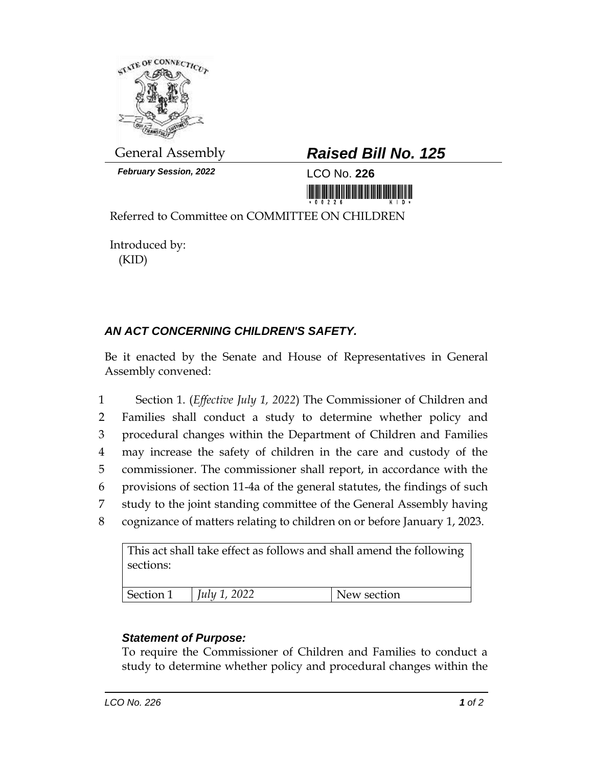General Assembly

***February Session, 2022***

# *Raised Bill No. 125*

LCO No. **226**

Referred to Committee on COMMITTEE ON CHILDREN

Introduced by:
(KID)

## *AN ACT CONCERNING CHILDREN'S SAFETY.*

Be it enacted by the Senate and House of Representatives in General Assembly convened:

1 Section 1. (*Effective July 1, 2022*) The Commissioner of Children and
2 Families shall conduct a study to determine whether policy and
3 procedural changes within the Department of Children and Families
4 may increase the safety of children in the care and custody of the
5 commissioner. The commissioner shall report, in accordance with the
6 provisions of section 11-4a of the general statutes, the findings of such
7 study to the joint standing committee of the General Assembly having
8 cognizance of matters relating to children on or before January 1, 2023.

| This act shall take effect as follows and shall amend the following sections: | | |
|---|---|---|
| Section 1 | *July 1, 2022* | New section |

***Statement of Purpose:***

To require the Commissioner of Children and Families to conduct a study to determine whether policy and procedural changes within the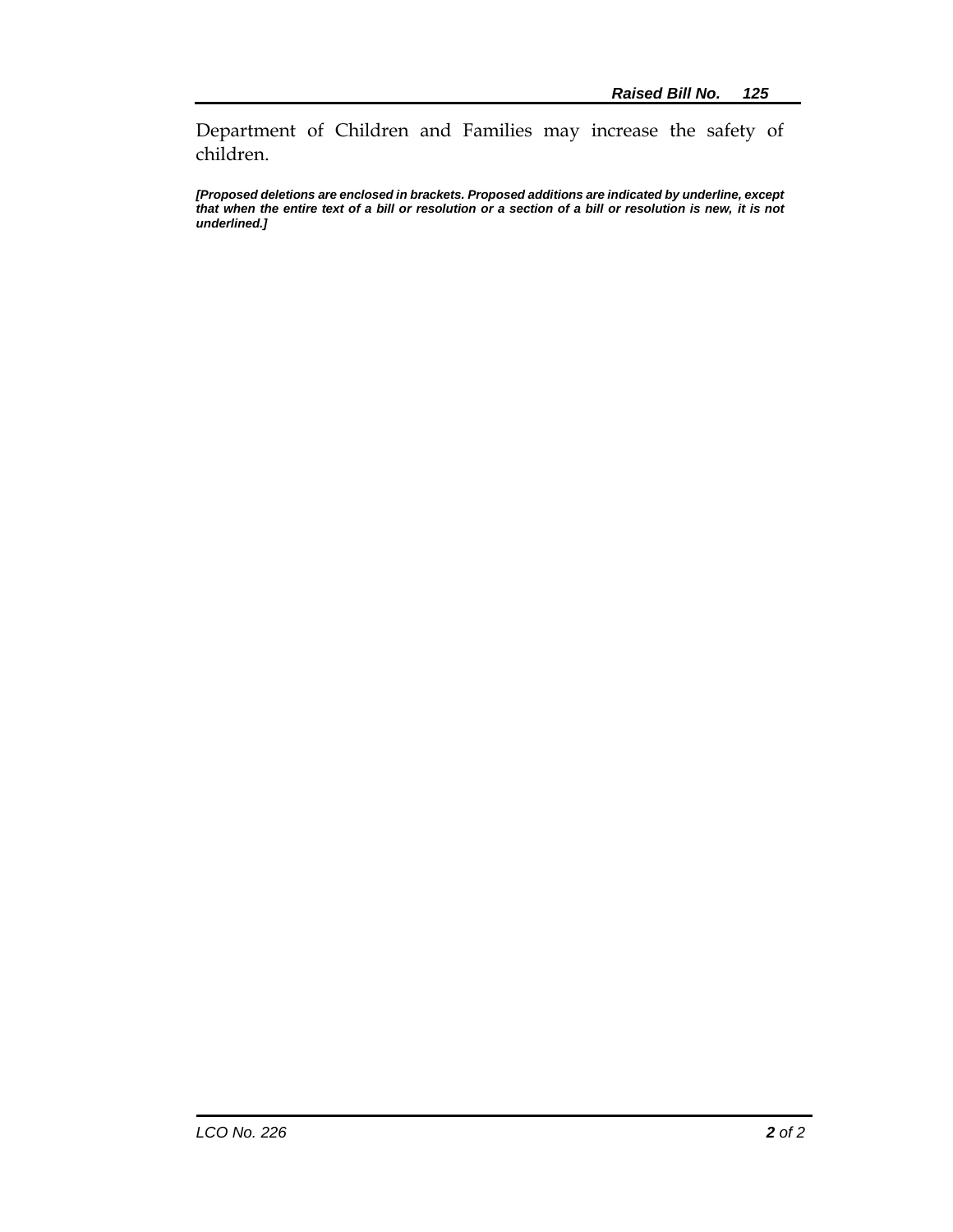Department of Children and Families may increase the safety of children.

***[Proposed deletions are enclosed in brackets. Proposed additions are indicated by underline, except that when the entire text of a bill or resolution or a section of a bill or resolution is new, it is not underlined.]***